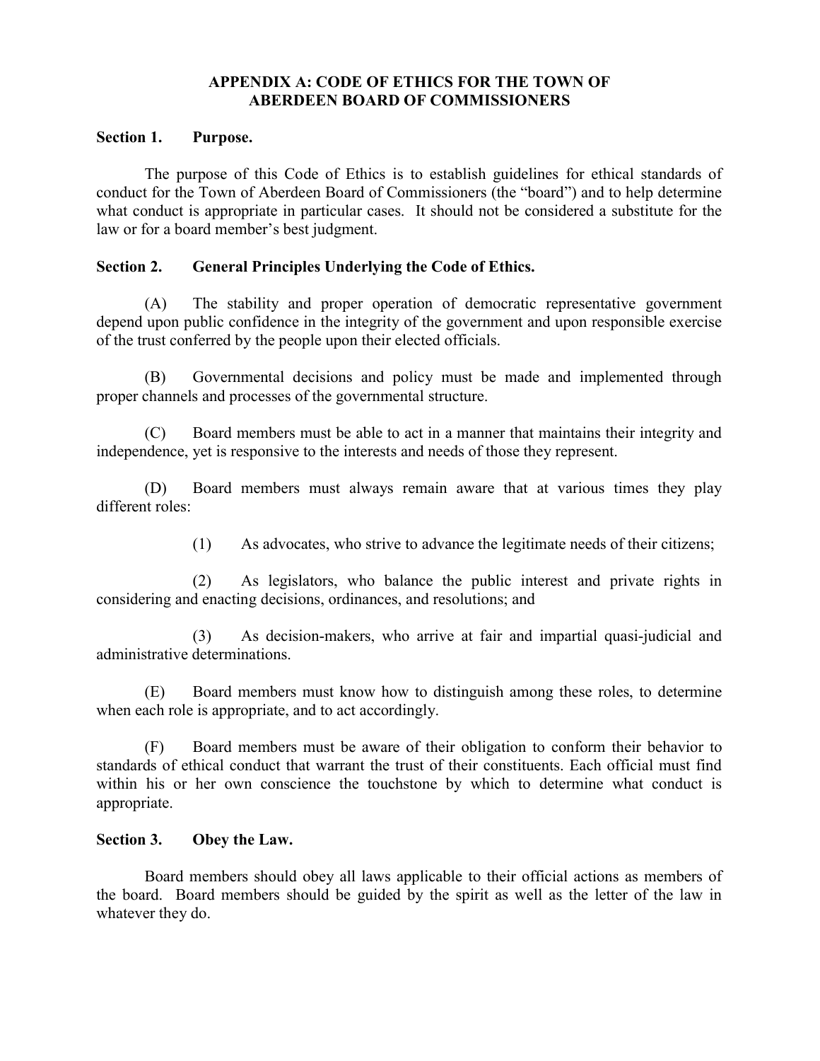# APPENDIX A: CODE OF ETHICS FOR THE TOWN OF ABERDEEN BOARD OF COMMISSIONERS

## Section 1. Purpose.

The purpose of this Code of Ethics is to establish guidelines for ethical standards of conduct for the Town of Aberdeen Board of Commissioners (the "board") and to help determine what conduct is appropriate in particular cases. It should not be considered a substitute for the law or for a board member's best judgment.

## Section 2. General Principles Underlying the Code of Ethics.

(A) The stability and proper operation of democratic representative government depend upon public confidence in the integrity of the government and upon responsible exercise of the trust conferred by the people upon their elected officials.

(B) Governmental decisions and policy must be made and implemented through proper channels and processes of the governmental structure.

(C) Board members must be able to act in a manner that maintains their integrity and independence, yet is responsive to the interests and needs of those they represent.

(D) Board members must always remain aware that at various times they play different roles:

(1) As advocates, who strive to advance the legitimate needs of their citizens;

(2) As legislators, who balance the public interest and private rights in considering and enacting decisions, ordinances, and resolutions; and

(3) As decision-makers, who arrive at fair and impartial quasi-judicial and administrative determinations.

(E) Board members must know how to distinguish among these roles, to determine when each role is appropriate, and to act accordingly.

(F) Board members must be aware of their obligation to conform their behavior to standards of ethical conduct that warrant the trust of their constituents. Each official must find within his or her own conscience the touchstone by which to determine what conduct is appropriate.

## Section 3. Obey the Law.

Board members should obey all laws applicable to their official actions as members of the board. Board members should be guided by the spirit as well as the letter of the law in whatever they do.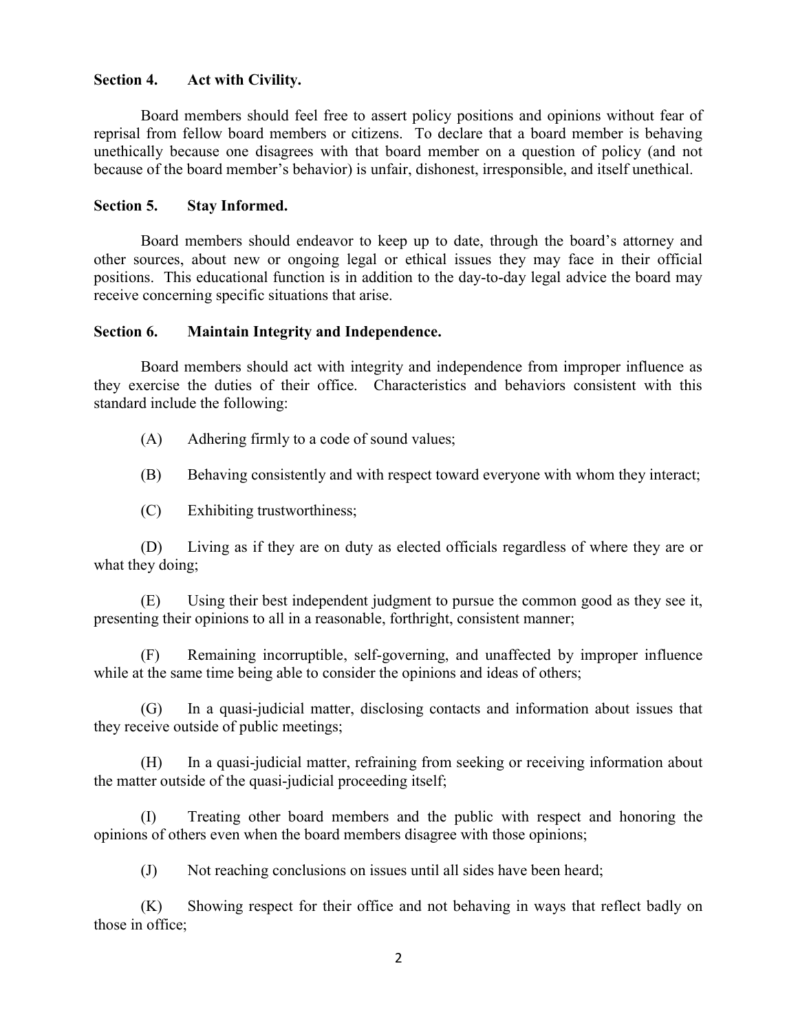**Section 4. Act with Civility.**

Board members should feel free to assert policy positions and opinions without fear of reprisal from fellow board members or citizens. To declare that a board member is behaving unethically because one disagrees with that board member on a question of policy (and not because of the board member's behavior) is unfair, dishonest, irresponsible, and itself unethical.

**Section 5. Stay Informed.**

Board members should endeavor to keep up to date, through the board's attorney and other sources, about new or ongoing legal or ethical issues they may face in their official positions. This educational function is in addition to the day-to-day legal advice the board may receive concerning specific situations that arise.

**Section 6. Maintain Integrity and Independence.**

Board members should act with integrity and independence from improper influence as they exercise the duties of their office. Characteristics and behaviors consistent with this standard include the following:

(A) Adhering firmly to a code of sound values;

(B) Behaving consistently and with respect toward everyone with whom they interact;

(C) Exhibiting trustworthiness;

(D) Living as if they are on duty as elected officials regardless of where they are or what they doing;

(E) Using their best independent judgment to pursue the common good as they see it, presenting their opinions to all in a reasonable, forthright, consistent manner;

(F) Remaining incorruptible, self-governing, and unaffected by improper influence while at the same time being able to consider the opinions and ideas of others;

(G) In a quasi-judicial matter, disclosing contacts and information about issues that they receive outside of public meetings;

(H) In a quasi-judicial matter, refraining from seeking or receiving information about the matter outside of the quasi-judicial proceeding itself;

(I) Treating other board members and the public with respect and honoring the opinions of others even when the board members disagree with those opinions;

(J) Not reaching conclusions on issues until all sides have been heard;

(K) Showing respect for their office and not behaving in ways that reflect badly on those in office;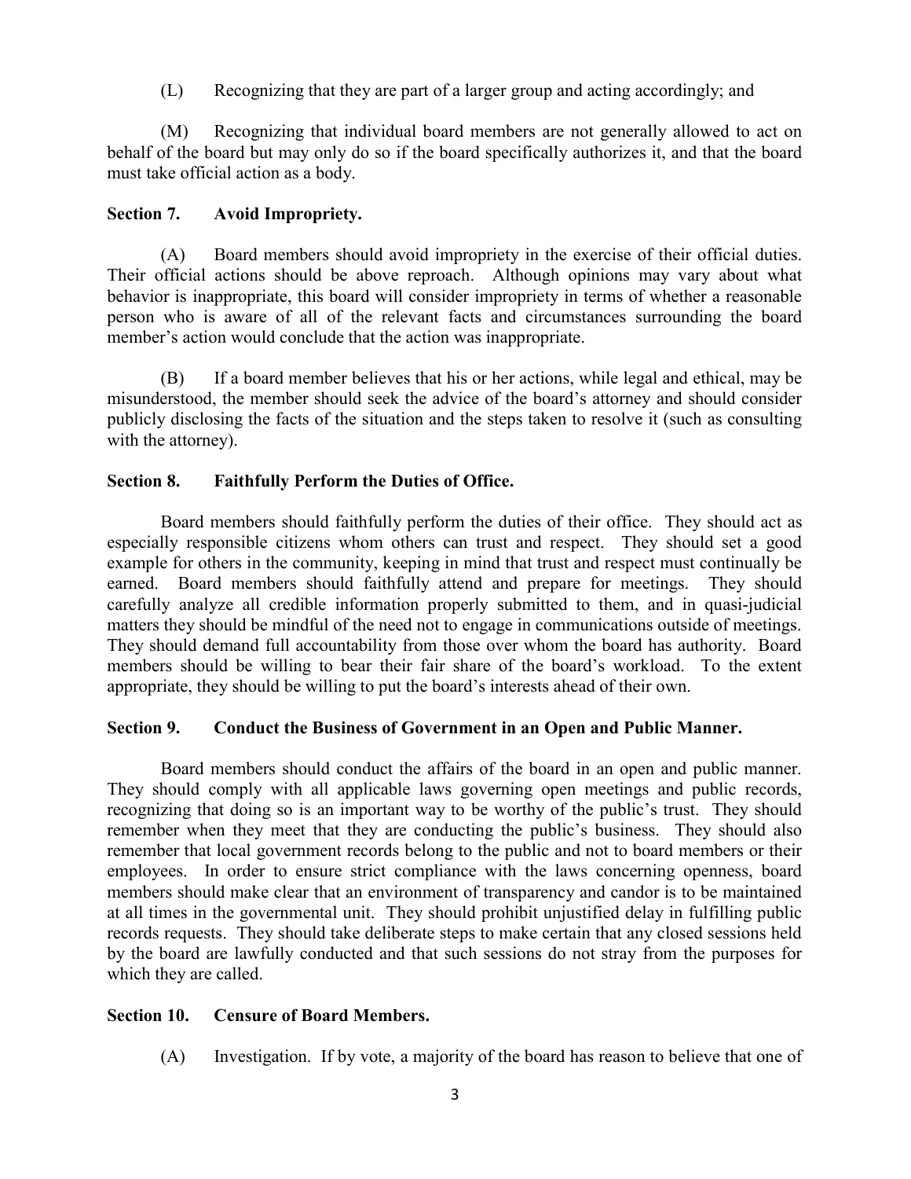(L) Recognizing that they are part of a larger group and acting accordingly; and

(M) Recognizing that individual board members are not generally allowed to act on behalf of the board but may only do so if the board specifically authorizes it, and that the board must take official action as a body.

**Section 7. Avoid Impropriety.**

(A) Board members should avoid impropriety in the exercise of their official duties. Their official actions should be above reproach. Although opinions may vary about what behavior is inappropriate, this board will consider impropriety in terms of whether a reasonable person who is aware of all of the relevant facts and circumstances surrounding the board member's action would conclude that the action was inappropriate.

(B) If a board member believes that his or her actions, while legal and ethical, may be misunderstood, the member should seek the advice of the board's attorney and should consider publicly disclosing the facts of the situation and the steps taken to resolve it (such as consulting with the attorney).

**Section 8. Faithfully Perform the Duties of Office.**

Board members should faithfully perform the duties of their office. They should act as especially responsible citizens whom others can trust and respect. They should set a good example for others in the community, keeping in mind that trust and respect must continually be earned. Board members should faithfully attend and prepare for meetings. They should carefully analyze all credible information properly submitted to them, and in quasi-judicial matters they should be mindful of the need not to engage in communications outside of meetings. They should demand full accountability from those over whom the board has authority. Board members should be willing to bear their fair share of the board's workload. To the extent appropriate, they should be willing to put the board's interests ahead of their own.

**Section 9. Conduct the Business of Government in an Open and Public Manner.**

Board members should conduct the affairs of the board in an open and public manner. They should comply with all applicable laws governing open meetings and public records, recognizing that doing so is an important way to be worthy of the public's trust. They should remember when they meet that they are conducting the public's business. They should also remember that local government records belong to the public and not to board members or their employees. In order to ensure strict compliance with the laws concerning openness, board members should make clear that an environment of transparency and candor is to be maintained at all times in the governmental unit. They should prohibit unjustified delay in fulfilling public records requests. They should take deliberate steps to make certain that any closed sessions held by the board are lawfully conducted and that such sessions do not stray from the purposes for which they are called.

**Section 10. Censure of Board Members.**

(A) Investigation. If by vote, a majority of the board has reason to believe that one of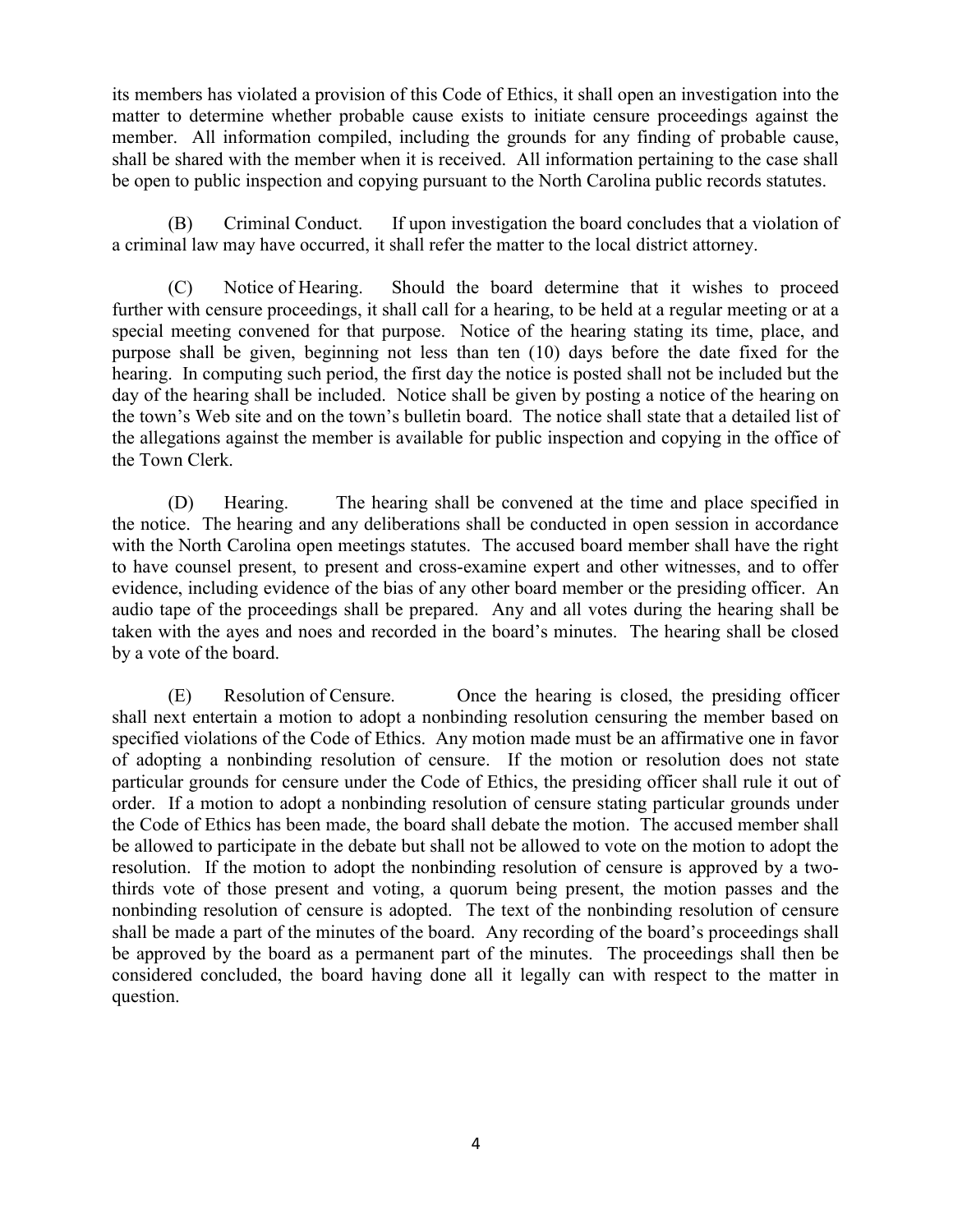its members has violated a provision of this Code of Ethics, it shall open an investigation into the matter to determine whether probable cause exists to initiate censure proceedings against the member. All information compiled, including the grounds for any finding of probable cause, shall be shared with the member when it is received. All information pertaining to the case shall be open to public inspection and copying pursuant to the North Carolina public records statutes.

(B) Criminal Conduct. If upon investigation the board concludes that a violation of a criminal law may have occurred, it shall refer the matter to the local district attorney.

(C) Notice of Hearing. Should the board determine that it wishes to proceed further with censure proceedings, it shall call for a hearing, to be held at a regular meeting or at a special meeting convened for that purpose. Notice of the hearing stating its time, place, and purpose shall be given, beginning not less than ten (10) days before the date fixed for the hearing. In computing such period, the first day the notice is posted shall not be included but the day of the hearing shall be included. Notice shall be given by posting a notice of the hearing on the town's Web site and on the town's bulletin board. The notice shall state that a detailed list of the allegations against the member is available for public inspection and copying in the office of the Town Clerk.

(D) Hearing. The hearing shall be convened at the time and place specified in the notice. The hearing and any deliberations shall be conducted in open session in accordance with the North Carolina open meetings statutes. The accused board member shall have the right to have counsel present, to present and cross-examine expert and other witnesses, and to offer evidence, including evidence of the bias of any other board member or the presiding officer. An audio tape of the proceedings shall be prepared. Any and all votes during the hearing shall be taken with the ayes and noes and recorded in the board's minutes. The hearing shall be closed by a vote of the board.

(E) Resolution of Censure. Once the hearing is closed, the presiding officer shall next entertain a motion to adopt a nonbinding resolution censuring the member based on specified violations of the Code of Ethics. Any motion made must be an affirmative one in favor of adopting a nonbinding resolution of censure. If the motion or resolution does not state particular grounds for censure under the Code of Ethics, the presiding officer shall rule it out of order. If a motion to adopt a nonbinding resolution of censure stating particular grounds under the Code of Ethics has been made, the board shall debate the motion. The accused member shall be allowed to participate in the debate but shall not be allowed to vote on the motion to adopt the resolution. If the motion to adopt the nonbinding resolution of censure is approved by a two-thirds vote of those present and voting, a quorum being present, the motion passes and the nonbinding resolution of censure is adopted. The text of the nonbinding resolution of censure shall be made a part of the minutes of the board. Any recording of the board's proceedings shall be approved by the board as a permanent part of the minutes. The proceedings shall then be considered concluded, the board having done all it legally can with respect to the matter in question.